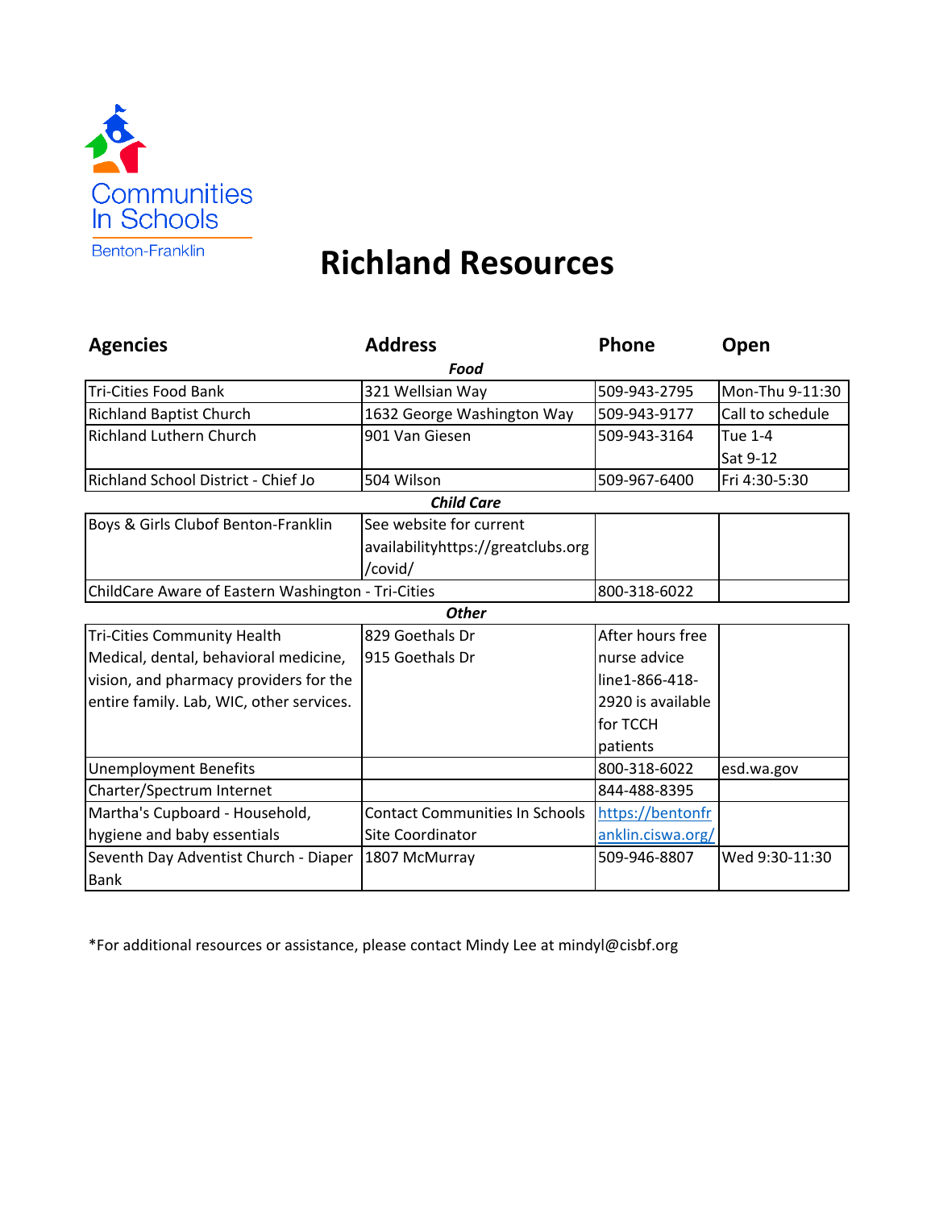Communities In Schools

Benton-Franklin

# Richland Resources

| Agencies | Address | Phone | Open |
|---|---|---|---|
| | *Food* | | |
| Tri-Cities Food Bank | 321 Wellsian Way | 509-943-2795 | Mon-Thu 9-11:30 |
| Richland Baptist Church | 1632 George Washington Way | 509-943-9177 | Call to schedule |
| Richland Luthern Church | 901 Van Giesen | 509-943-3164 | Tue 1-4<br>Sat 9-12 |
| Richland School District - Chief Jo | 504 Wilson | 509-967-6400 | Fri 4:30-5:30 |
| | *Child Care* | | |
| Boys & Girls Clubof Benton-Franklin | See website for current availabilityhttps://greatclubs.org/covid/ | | |
| ChildCare Aware of Eastern Washington - Tri-Cities | | 800-318-6022 | |
| | *Other* | | |
| Tri-Cities Community Health Medical, dental, behavioral medicine, vision, and pharmacy providers for the entire family. Lab, WIC, other services. | 829 Goethals Dr<br>915 Goethals Dr | After hours free nurse advice line1-866-418-2920 is available for TCCH patients | |
| Unemployment Benefits | | 800-318-6022 | esd.wa.gov |
| Charter/Spectrum Internet | | 844-488-8395 | |
| Martha's Cupboard - Household, hygiene and baby essentials | Contact Communities In Schools Site Coordinator | https://bentonfranklin.ciswa.org/ | |
| Seventh Day Adventist Church - Diaper Bank | 1807 McMurray | 509-946-8807 | Wed 9:30-11:30 |

*For additional resources or assistance, please contact Mindy Lee at mindyl@cisbf.org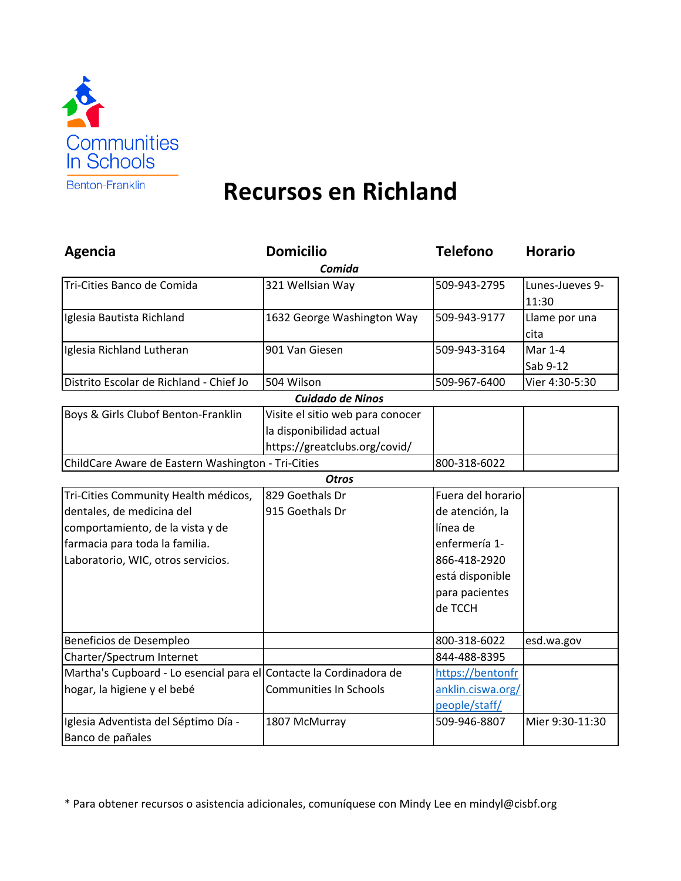Communities In Schools

Benton-Franklin

# Recursos en Richland

| Agencia | Domicilio | Telefono | Horario |
|---|---|---|---|
| ***Comida*** | | | |
| Tri-Cities Banco de Comida | 321 Wellsian Way | 509-943-2795 | Lunes-Jueves 9-11:30 |
| Iglesia Bautista Richland | 1632 George Washington Way | 509-943-9177 | Llame por una cita |
| Iglesia Richland Lutheran | 901 Van Giesen | 509-943-3164 | Mar 1-4 Sab 9-12 |
| Distrito Escolar de Richland - Chief Jo | 504 Wilson | 509-967-6400 | Vier 4:30-5:30 |
| ***Cuidado de Ninos*** | | | |
| Boys & Girls Clubof Benton-Franklin | Visite el sitio web para conocer la disponibilidad actual https://greatclubs.org/covid/ | | |
| ChildCare Aware de Eastern Washington - Tri-Cities | | 800-318-6022 | |
| ***Otros*** | | | |
| Tri-Cities Community Health médicos, dentales, de medicina del comportamiento, de la vista y de farmacia para toda la familia. Laboratorio, WIC, otros servicios. | 829 Goethals Dr 915 Goethals Dr | Fuera del horario de atención, la línea de enfermería 1-866-418-2920 está disponible para pacientes de TCCH | |
| Beneficios de Desempleo | | 800-318-6022 | esd.wa.gov |
| Charter/Spectrum Internet | | 844-488-8395 | |
| Martha's Cupboard - Lo esencial para el hogar, la higiene y el bebé | Contacte la Cordinadora de Communities In Schools | https://bentonfranklin.ciswa.org/people/staff/ | |
| Iglesia Adventista del Séptimo Día - Banco de pañales | 1807 McMurray | 509-946-8807 | Mier 9:30-11:30 |

* Para obtener recursos o asistencia adicionales, comuníquese con Mindy Lee en mindyl@cisbf.org